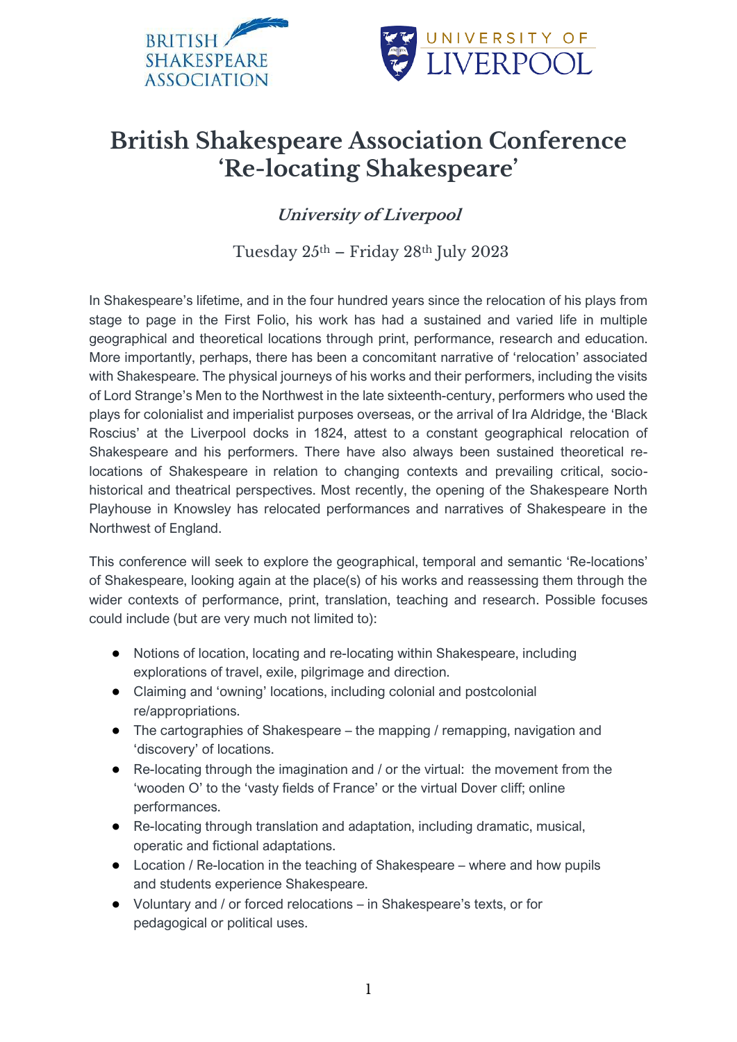# British Shakespeare Association Conference 'Re-locating Shakespeare'

***University of Liverpool***

Tuesday 25th – Friday 28th July 2023

In Shakespeare's lifetime, and in the four hundred years since the relocation of his plays from stage to page in the First Folio, his work has had a sustained and varied life in multiple geographical and theoretical locations through print, performance, research and education. More importantly, perhaps, there has been a concomitant narrative of 'relocation' associated with Shakespeare. The physical journeys of his works and their performers, including the visits of Lord Strange's Men to the Northwest in the late sixteenth-century, performers who used the plays for colonialist and imperialist purposes overseas, or the arrival of Ira Aldridge, the 'Black Roscius' at the Liverpool docks in 1824, attest to a constant geographical relocation of Shakespeare and his performers. There have also always been sustained theoretical re-locations of Shakespeare in relation to changing contexts and prevailing critical, socio-historical and theatrical perspectives. Most recently, the opening of the Shakespeare North Playhouse in Knowsley has relocated performances and narratives of Shakespeare in the Northwest of England.

This conference will seek to explore the geographical, temporal and semantic 'Re-locations' of Shakespeare, looking again at the place(s) of his works and reassessing them through the wider contexts of performance, print, translation, teaching and research. Possible focuses could include (but are very much not limited to):

- Notions of location, locating and re-locating within Shakespeare, including explorations of travel, exile, pilgrimage and direction.
- Claiming and 'owning' locations, including colonial and postcolonial re/appropriations.
- The cartographies of Shakespeare – the mapping / remapping, navigation and 'discovery' of locations.
- Re-locating through the imagination and / or the virtual: the movement from the 'wooden O' to the 'vasty fields of France' or the virtual Dover cliff; online performances.
- Re-locating through translation and adaptation, including dramatic, musical, operatic and fictional adaptations.
- Location / Re-location in the teaching of Shakespeare – where and how pupils and students experience Shakespeare.
- Voluntary and / or forced relocations – in Shakespeare's texts, or for pedagogical or political uses.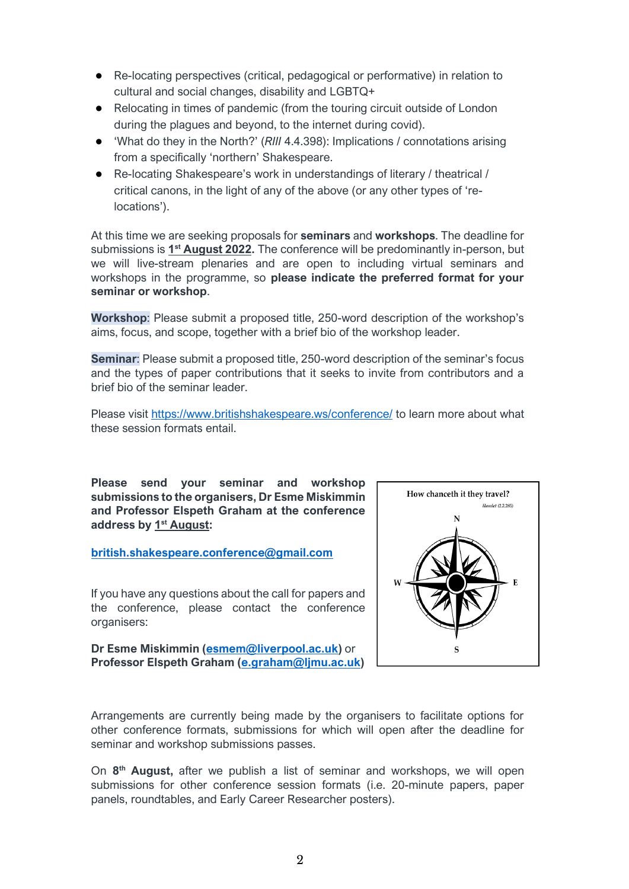- Re-locating perspectives (critical, pedagogical or performative) in relation to cultural and social changes, disability and LGBTQ+
- Relocating in times of pandemic (from the touring circuit outside of London during the plagues and beyond, to the internet during covid).
- 'What do they in the North?' (*RIII* 4.4.398): Implications / connotations arising from a specifically 'northern' Shakespeare.
- Re-locating Shakespeare's work in understandings of literary / theatrical / critical canons, in the light of any of the above (or any other types of 're-locations').

At this time we are seeking proposals for **seminars** and **workshops**. The deadline for submissions is **1st August 2022.** The conference will be predominantly in-person, but we will live-stream plenaries and are open to including virtual seminars and workshops in the programme, so **please indicate the preferred format for your seminar or workshop**.

**Workshop**: Please submit a proposed title, 250-word description of the workshop's aims, focus, and scope, together with a brief bio of the workshop leader.

**Seminar**: Please submit a proposed title, 250-word description of the seminar's focus and the types of paper contributions that it seeks to invite from contributors and a brief bio of the seminar leader.

Please visit https://www.britishshakespeare.ws/conference/ to learn more about what these session formats entail.

**Please send your seminar and workshop submissions to the organisers, Dr Esme Miskimmin and Professor Elspeth Graham at the conference address by 1st August:**

**british.shakespeare.conference@gmail.com**

If you have any questions about the call for papers and the conference, please contact the conference organisers:

**Dr Esme Miskimmin (esmem@liverpool.ac.uk)** or
**Professor Elspeth Graham (e.graham@ljmu.ac.uk)**

How chanceth it they travel?
*Hamlet* (2.2.285)
N
W
E
S

Arrangements are currently being made by the organisers to facilitate options for other conference formats, submissions for which will open after the deadline for seminar and workshop submissions passes.

On **8th August,** after we publish a list of seminar and workshops, we will open submissions for other conference session formats (i.e. 20-minute papers, paper panels, roundtables, and Early Career Researcher posters).